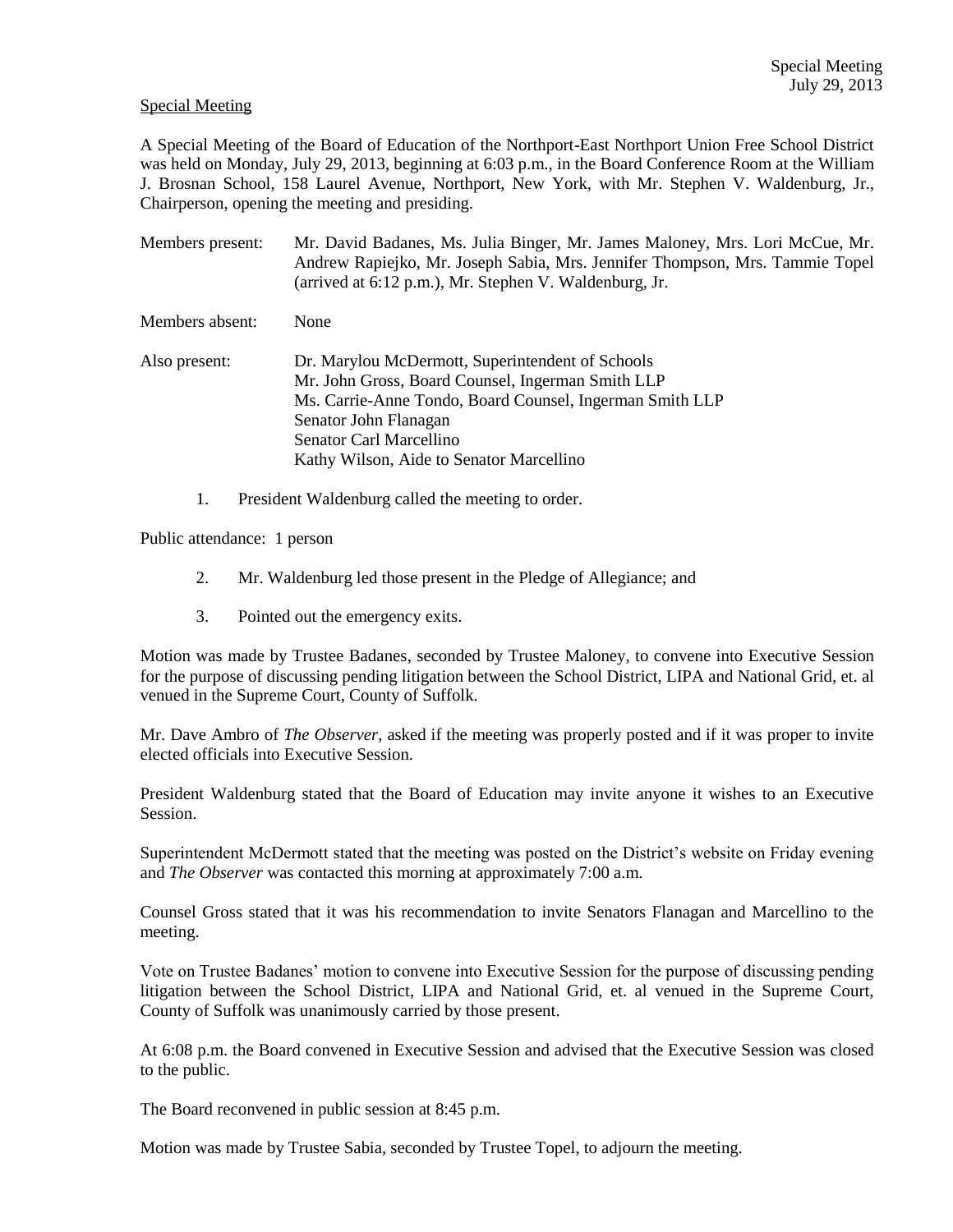Special Meeting

A Special Meeting of the Board of Education of the Northport-East Northport Union Free School District was held on Monday, July 29, 2013, beginning at 6:03 p.m., in the Board Conference Room at the William J. Brosnan School, 158 Laurel Avenue, Northport, New York, with Mr. Stephen V. Waldenburg, Jr., Chairperson, opening the meeting and presiding.

Members present: Mr. David Badanes, Ms. Julia Binger, Mr. James Maloney, Mrs. Lori McCue, Mr. Andrew Rapiejko, Mr. Joseph Sabia, Mrs. Jennifer Thompson, Mrs. Tammie Topel (arrived at 6:12 p.m.), Mr. Stephen V. Waldenburg, Jr.

Members absent: None

Also present: Dr. Marylou McDermott, Superintendent of Schools
Mr. John Gross, Board Counsel, Ingerman Smith LLP
Ms. Carrie-Anne Tondo, Board Counsel, Ingerman Smith LLP
Senator John Flanagan
Senator Carl Marcellino
Kathy Wilson, Aide to Senator Marcellino

1. President Waldenburg called the meeting to order.

Public attendance: 1 person

2. Mr. Waldenburg led those present in the Pledge of Allegiance; and

3. Pointed out the emergency exits.

Motion was made by Trustee Badanes, seconded by Trustee Maloney, to convene into Executive Session for the purpose of discussing pending litigation between the School District, LIPA and National Grid, et. al venued in the Supreme Court, County of Suffolk.

Mr. Dave Ambro of *The Observer*, asked if the meeting was properly posted and if it was proper to invite elected officials into Executive Session.

President Waldenburg stated that the Board of Education may invite anyone it wishes to an Executive Session.

Superintendent McDermott stated that the meeting was posted on the District's website on Friday evening and *The Observer* was contacted this morning at approximately 7:00 a.m.

Counsel Gross stated that it was his recommendation to invite Senators Flanagan and Marcellino to the meeting.

Vote on Trustee Badanes' motion to convene into Executive Session for the purpose of discussing pending litigation between the School District, LIPA and National Grid, et. al venued in the Supreme Court, County of Suffolk was unanimously carried by those present.

At 6:08 p.m. the Board convened in Executive Session and advised that the Executive Session was closed to the public.

The Board reconvened in public session at 8:45 p.m.

Motion was made by Trustee Sabia, seconded by Trustee Topel, to adjourn the meeting.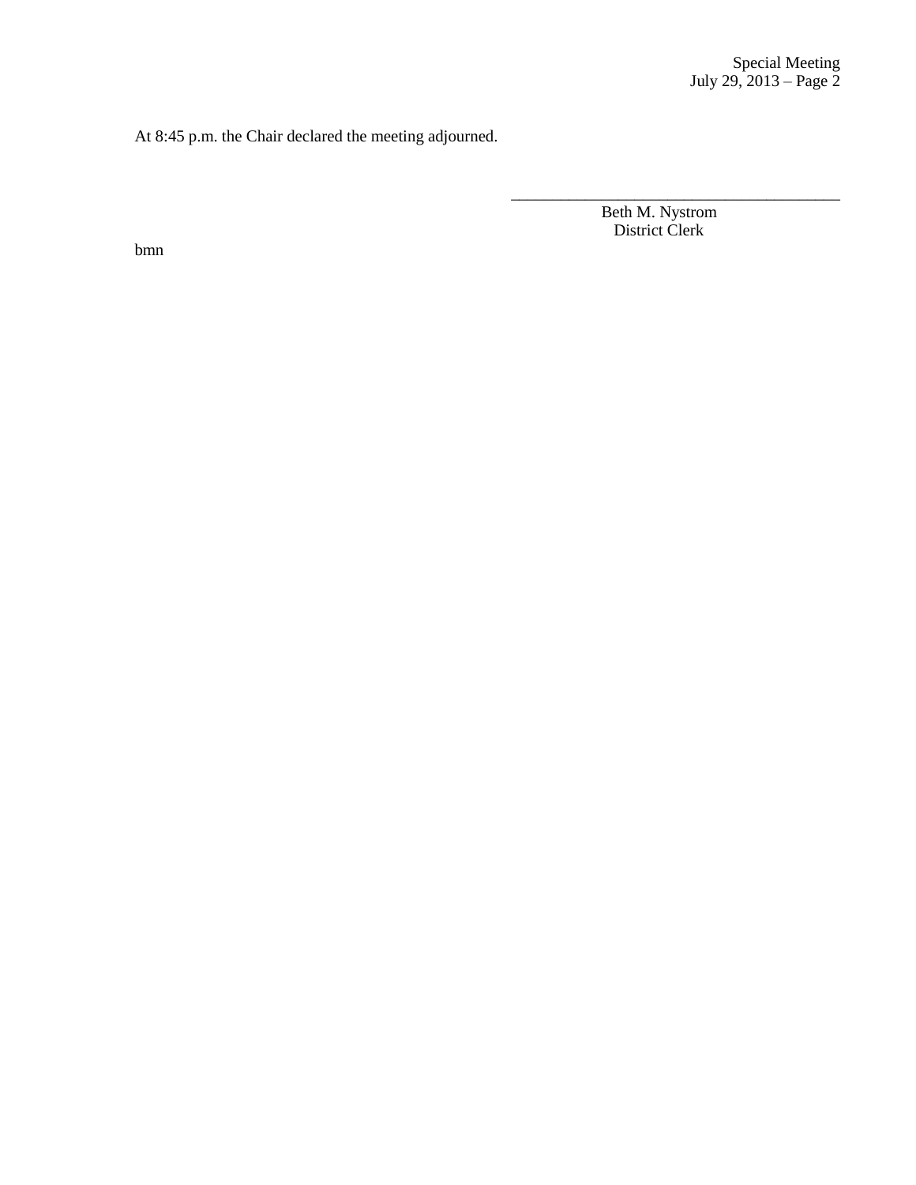At 8:45 p.m. the Chair declared the meeting adjourned.

\_\_\_\_\_\_\_\_\_\_\_\_\_\_\_\_\_\_\_\_\_\_\_\_\_\_\_\_\_\_\_\_\_\_\_\_\_\_\_\_

Beth M. Nystrom
District Clerk

bmn